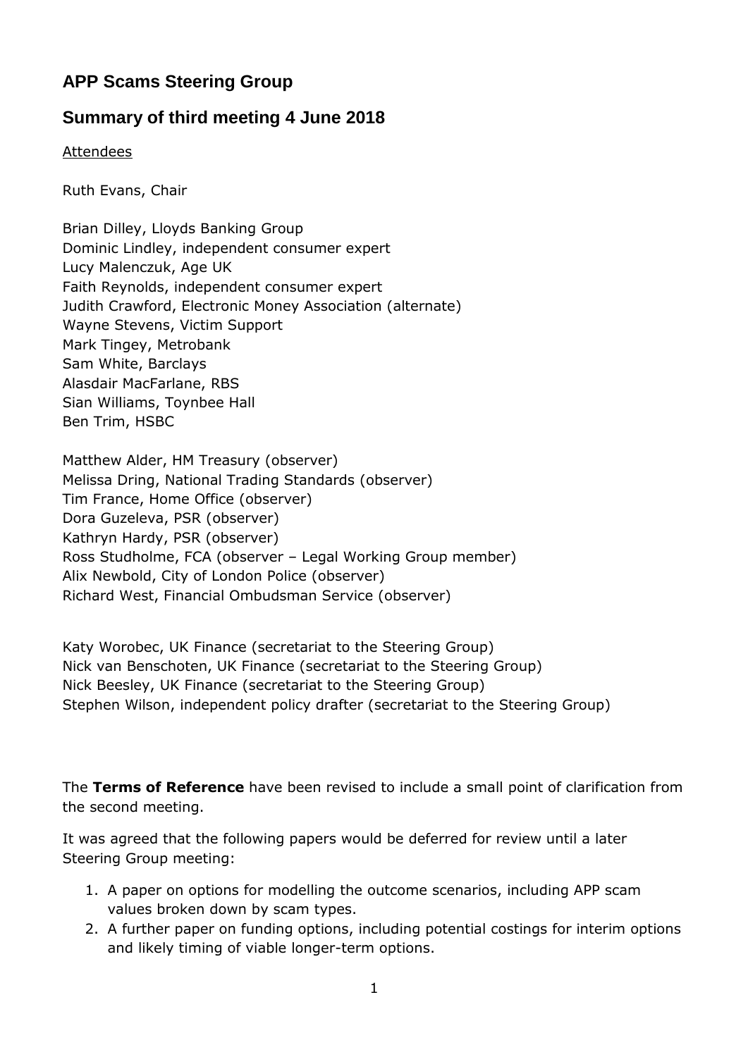## APP Scams Steering Group

## Summary of third meeting 4 June 2018

Attendees

Ruth Evans, Chair

Brian Dilley, Lloyds Banking Group
Dominic Lindley, independent consumer expert
Lucy Malenczuk, Age UK
Faith Reynolds, independent consumer expert
Judith Crawford, Electronic Money Association (alternate)
Wayne Stevens, Victim Support
Mark Tingey, Metrobank
Sam White, Barclays
Alasdair MacFarlane, RBS
Sian Williams, Toynbee Hall
Ben Trim, HSBC

Matthew Alder, HM Treasury (observer)
Melissa Dring, National Trading Standards (observer)
Tim France, Home Office (observer)
Dora Guzeleva, PSR (observer)
Kathryn Hardy, PSR (observer)
Ross Studholme, FCA (observer – Legal Working Group member)
Alix Newbold, City of London Police (observer)
Richard West, Financial Ombudsman Service (observer)

Katy Worobec, UK Finance (secretariat to the Steering Group)
Nick van Benschoten, UK Finance (secretariat to the Steering Group)
Nick Beesley, UK Finance (secretariat to the Steering Group)
Stephen Wilson, independent policy drafter (secretariat to the Steering Group)

The **Terms of Reference** have been revised to include a small point of clarification from the second meeting.

It was agreed that the following papers would be deferred for review until a later Steering Group meeting:

1. A paper on options for modelling the outcome scenarios, including APP scam values broken down by scam types.
2. A further paper on funding options, including potential costings for interim options and likely timing of viable longer-term options.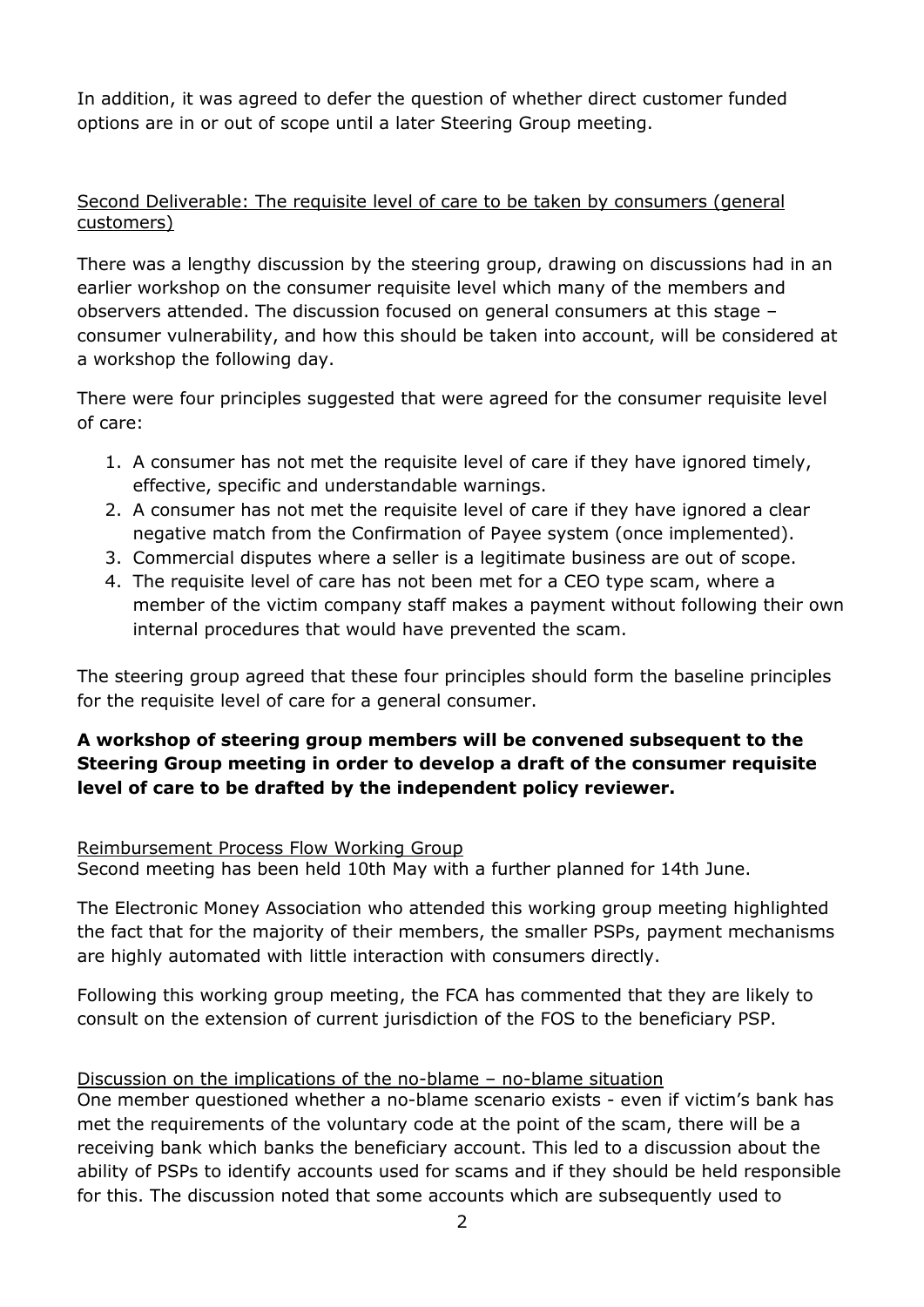In addition, it was agreed to defer the question of whether direct customer funded options are in or out of scope until a later Steering Group meeting.

<u>Second Deliverable: The requisite level of care to be taken by consumers (general customers)</u>

There was a lengthy discussion by the steering group, drawing on discussions had in an earlier workshop on the consumer requisite level which many of the members and observers attended. The discussion focused on general consumers at this stage – consumer vulnerability, and how this should be taken into account, will be considered at a workshop the following day.

There were four principles suggested that were agreed for the consumer requisite level of care:

1. A consumer has not met the requisite level of care if they have ignored timely, effective, specific and understandable warnings.
2. A consumer has not met the requisite level of care if they have ignored a clear negative match from the Confirmation of Payee system (once implemented).
3. Commercial disputes where a seller is a legitimate business are out of scope.
4. The requisite level of care has not been met for a CEO type scam, where a member of the victim company staff makes a payment without following their own internal procedures that would have prevented the scam.

The steering group agreed that these four principles should form the baseline principles for the requisite level of care for a general consumer.

**A workshop of steering group members will be convened subsequent to the Steering Group meeting in order to develop a draft of the consumer requisite level of care to be drafted by the independent policy reviewer.**

<u>Reimbursement Process Flow Working Group</u>
Second meeting has been held 10th May with a further planned for 14th June.

The Electronic Money Association who attended this working group meeting highlighted the fact that for the majority of their members, the smaller PSPs, payment mechanisms are highly automated with little interaction with consumers directly.

Following this working group meeting, the FCA has commented that they are likely to consult on the extension of current jurisdiction of the FOS to the beneficiary PSP.

<u>Discussion on the implications of the no-blame – no-blame situation</u>
One member questioned whether a no-blame scenario exists - even if victim's bank has met the requirements of the voluntary code at the point of the scam, there will be a receiving bank which banks the beneficiary account. This led to a discussion about the ability of PSPs to identify accounts used for scams and if they should be held responsible for this. The discussion noted that some accounts which are subsequently used to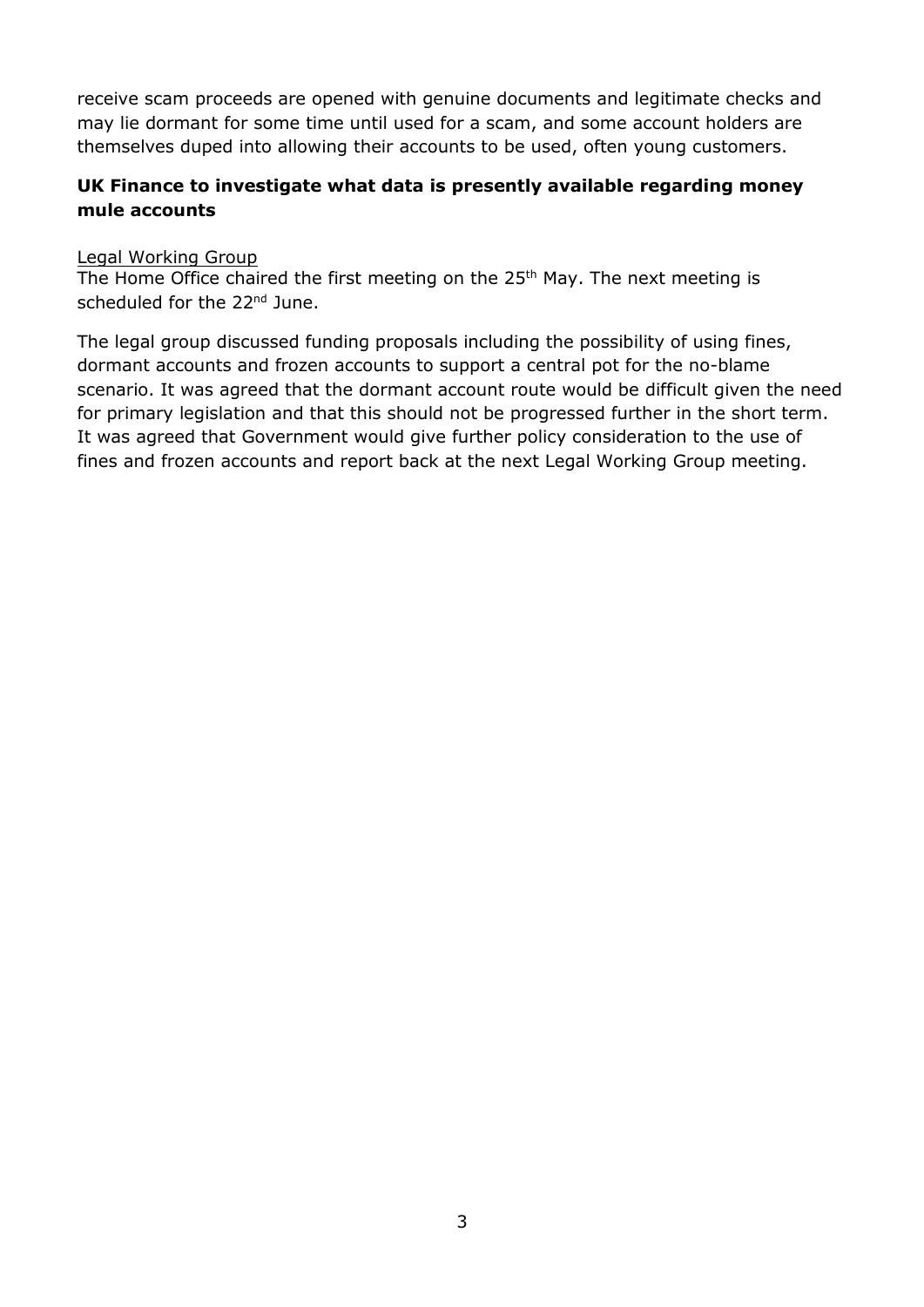receive scam proceeds are opened with genuine documents and legitimate checks and may lie dormant for some time until used for a scam, and some account holders are themselves duped into allowing their accounts to be used, often young customers.

**UK Finance to investigate what data is presently available regarding money mule accounts**

<u>Legal Working Group</u>

The Home Office chaired the first meeting on the 25th May. The next meeting is scheduled for the 22nd June.

The legal group discussed funding proposals including the possibility of using fines, dormant accounts and frozen accounts to support a central pot for the no-blame scenario. It was agreed that the dormant account route would be difficult given the need for primary legislation and that this should not be progressed further in the short term. It was agreed that Government would give further policy consideration to the use of fines and frozen accounts and report back at the next Legal Working Group meeting.